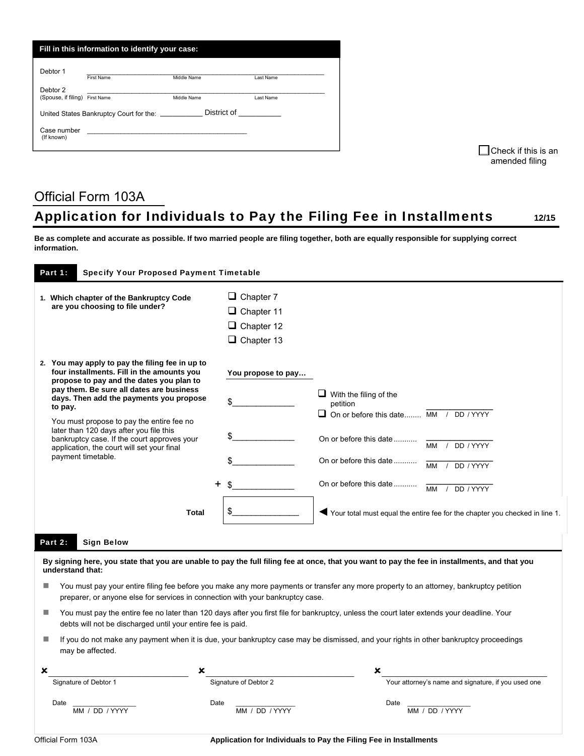**Fill in this information to identify your case:**

Debtor 1 \_\_\_\_\_\_\_\_\_\_\_\_\_\_\_\_\_\_\_\_\_\_\_\_\_\_\_\_\_\_\_\_\_\_\_\_\_\_\_\_\_\_
First Name | Middle Name | Last Name

Debtor 2 \_\_\_\_\_\_\_\_\_\_\_\_\_\_\_\_\_\_\_\_\_\_\_\_\_\_\_\_\_\_\_\_\_\_\_\_\_\_\_\_\_\_
(Spouse, if filing) First Name | Middle Name | Last Name

United States Bankruptcy Court for the: \_\_\_\_\_\_\_\_\_\_\_ District of \_\_\_\_\_\_\_\_\_\_\_

Case number \_\_\_\_\_\_\_\_\_\_\_\_\_\_\_\_\_\_\_\_\_\_\_\_\_\_\_\_\_\_\_\_\_\_\_\_\_\_\_\_\_\_
(If known)

☐ Check if this is an amended filing

# Official Form 103A

## Application for Individuals to Pay the Filing Fee in Installments

12/15

**Be as complete and accurate as possible. If two married people are filing together, both are equally responsible for supplying correct information.**

### Part 1: Specify Your Proposed Payment Timetable

**1. Which chapter of the Bankruptcy Code are you choosing to file under?**

- ☐ Chapter 7
- ☐ Chapter 11
- ☐ Chapter 12
- ☐ Chapter 13

**2. You may apply to pay the filing fee in up to four installments. Fill in the amounts you propose to pay and the dates you plan to pay them. Be sure all dates are business days. Then add the payments you propose to pay.**

You must propose to pay the entire fee no later than 120 days after you file this bankruptcy case. If the court approves your application, the court will set your final payment timetable.

| You propose to pay… | | |
|---|---|---|
| $\_\_\_\_\_\_\_\_\_\_\_\_\_\_ | ☐ With the filing of the petition<br>☐ On or before this date........ | MM / DD / YYYY |
| $\_\_\_\_\_\_\_\_\_\_\_\_\_\_ | On or before this date ........... | MM / DD / YYYY |
| $\_\_\_\_\_\_\_\_\_\_\_\_\_\_ | On or before this date ........... | MM / DD / YYYY |
| + $\_\_\_\_\_\_\_\_\_\_\_\_\_\_ | On or before this date ........... | MM / DD / YYYY |
| **Total** $\_\_\_\_\_\_\_\_\_\_\_\_\_\_ | ◀ Your total must equal the entire fee for the chapter you checked in line 1. | |

### Part 2: Sign Below

**By signing here, you state that you are unable to pay the full filing fee at once, that you want to pay the fee in installments, and that you understand that:**

- You must pay your entire filing fee before you make any more payments or transfer any more property to an attorney, bankruptcy petition preparer, or anyone else for services in connection with your bankruptcy case.
- You must pay the entire fee no later than 120 days after you first file for bankruptcy, unless the court later extends your deadline. Your debts will not be discharged until your entire fee is paid.
- If you do not make any payment when it is due, your bankruptcy case may be dismissed, and your rights in other bankruptcy proceedings may be affected.

| ✘ \_\_\_\_\_\_\_\_\_\_\_\_\_\_\_\_\_\_\_\_ | ✘ \_\_\_\_\_\_\_\_\_\_\_\_\_\_\_\_\_\_\_\_ | ✘ \_\_\_\_\_\_\_\_\_\_\_\_\_\_\_\_\_\_\_\_ |
|---|---|---|
| Signature of Debtor 1 | Signature of Debtor 2 | Your attorney's name and signature, if you used one |
| Date \_\_\_\_\_\_\_\_\_\_ MM / DD / YYYY | Date \_\_\_\_\_\_\_\_\_\_ MM / DD / YYYY | Date \_\_\_\_\_\_\_\_\_\_ MM / DD / YYYY |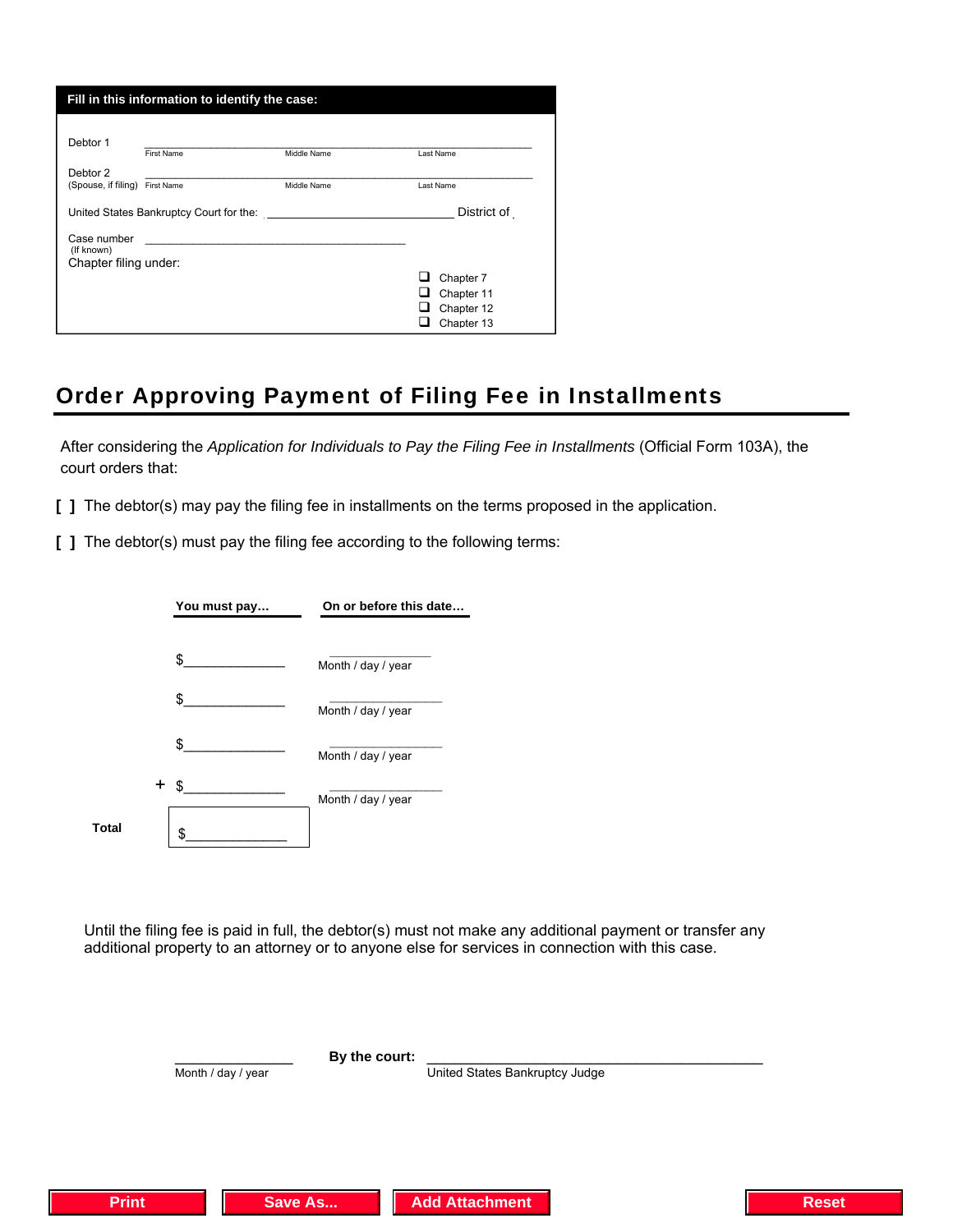**Fill in this information to identify the case:**

Debtor 1 ______________________________________________
First Name    Middle Name    Last Name

Debtor 2 ______________________________________________
(Spouse, if filing) First Name    Middle Name    Last Name

United States Bankruptcy Court for the: ____________________ District of

Case number ____________________________
(If known)

Chapter filing under:

- ❑ Chapter 7
- ❑ Chapter 11
- ❑ Chapter 12
- ❑ Chapter 13

# Order Approving Payment of Filing Fee in Installments

After considering the *Application for Individuals to Pay the Filing Fee in Installments* (Official Form 103A), the court orders that:

[ ] The debtor(s) may pay the filing fee in installments on the terms proposed in the application.

[ ] The debtor(s) must pay the filing fee according to the following terms:

| | You must pay… | On or before this date… |
|---|---|---|
| | $______________ | ______________ Month / day / year |
| | $______________ | ______________ Month / day / year |
| | $______________ | ______________ Month / day / year |
| + | $______________ | ______________ Month / day / year |
| **Total** | $______________ | |

Until the filing fee is paid in full, the debtor(s) must not make any additional payment or transfer any additional property to an attorney or to anyone else for services in connection with this case.

______________ Month / day / year    **By the court:** ________________________________ United States Bankruptcy Judge